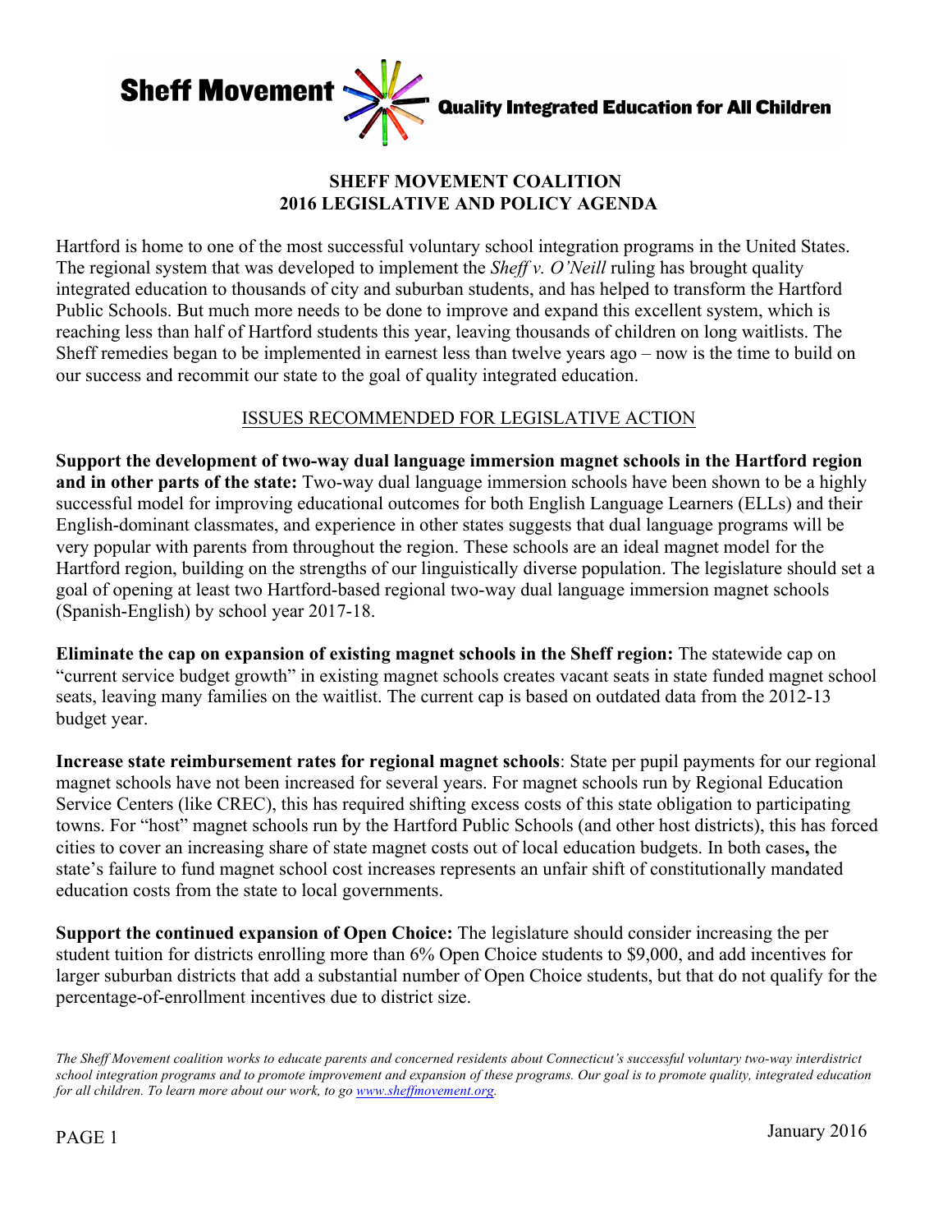Sheff Movement — Quality Integrated Education for All Children

# SHEFF MOVEMENT COALITION
# 2016 LEGISLATIVE AND POLICY AGENDA

Hartford is home to one of the most successful voluntary school integration programs in the United States. The regional system that was developed to implement the *Sheff v. O'Neill* ruling has brought quality integrated education to thousands of city and suburban students, and has helped to transform the Hartford Public Schools. But much more needs to be done to improve and expand this excellent system, which is reaching less than half of Hartford students this year, leaving thousands of children on long waitlists. The Sheff remedies began to be implemented in earnest less than twelve years ago – now is the time to build on our success and recommit our state to the goal of quality integrated education.

## ISSUES RECOMMENDED FOR LEGISLATIVE ACTION

**Support the development of two-way dual language immersion magnet schools in the Hartford region and in other parts of the state:** Two-way dual language immersion schools have been shown to be a highly successful model for improving educational outcomes for both English Language Learners (ELLs) and their English-dominant classmates, and experience in other states suggests that dual language programs will be very popular with parents from throughout the region. These schools are an ideal magnet model for the Hartford region, building on the strengths of our linguistically diverse population. The legislature should set a goal of opening at least two Hartford-based regional two-way dual language immersion magnet schools (Spanish-English) by school year 2017-18.

**Eliminate the cap on expansion of existing magnet schools in the Sheff region:** The statewide cap on "current service budget growth" in existing magnet schools creates vacant seats in state funded magnet school seats, leaving many families on the waitlist. The current cap is based on outdated data from the 2012-13 budget year.

**Increase state reimbursement rates for regional magnet schools**: State per pupil payments for our regional magnet schools have not been increased for several years. For magnet schools run by Regional Education Service Centers (like CREC), this has required shifting excess costs of this state obligation to participating towns. For "host" magnet schools run by the Hartford Public Schools (and other host districts), this has forced cities to cover an increasing share of state magnet costs out of local education budgets. In both cases**,** the state's failure to fund magnet school cost increases represents an unfair shift of constitutionally mandated education costs from the state to local governments.

**Support the continued expansion of Open Choice:** The legislature should consider increasing the per student tuition for districts enrolling more than 6% Open Choice students to $9,000, and add incentives for larger suburban districts that add a substantial number of Open Choice students, but that do not qualify for the percentage-of-enrollment incentives due to district size.

*The Sheff Movement coalition works to educate parents and concerned residents about Connecticut's successful voluntary two-way interdistrict school integration programs and to promote improvement and expansion of these programs. Our goal is to promote quality, integrated education for all children. To learn more about our work, to go [www.sheffmovement.org](http://www.sheffmovement.org).*

January 2016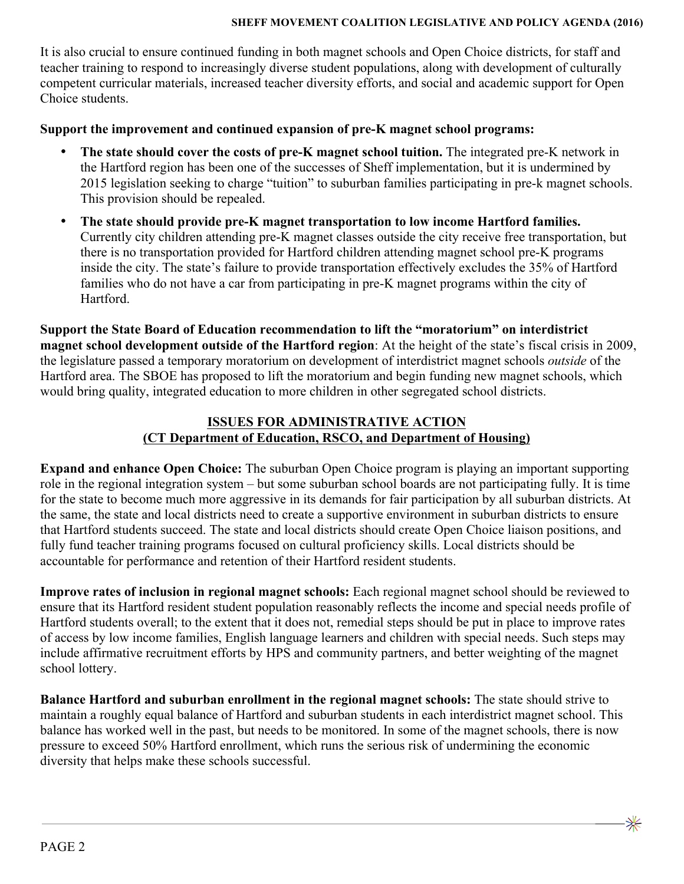It is also crucial to ensure continued funding in both magnet schools and Open Choice districts, for staff and teacher training to respond to increasingly diverse student populations, along with development of culturally competent curricular materials, increased teacher diversity efforts, and social and academic support for Open Choice students.

**Support the improvement and continued expansion of pre-K magnet school programs:**

- **The state should cover the costs of pre-K magnet school tuition.** The integrated pre-K network in the Hartford region has been one of the successes of Sheff implementation, but it is undermined by 2015 legislation seeking to charge "tuition" to suburban families participating in pre-k magnet schools. This provision should be repealed.
- **The state should provide pre-K magnet transportation to low income Hartford families.** Currently city children attending pre-K magnet classes outside the city receive free transportation, but there is no transportation provided for Hartford children attending magnet school pre-K programs inside the city. The state's failure to provide transportation effectively excludes the 35% of Hartford families who do not have a car from participating in pre-K magnet programs within the city of Hartford.

**Support the State Board of Education recommendation to lift the "moratorium" on interdistrict magnet school development outside of the Hartford region**: At the height of the state's fiscal crisis in 2009, the legislature passed a temporary moratorium on development of interdistrict magnet schools *outside* of the Hartford area. The SBOE has proposed to lift the moratorium and begin funding new magnet schools, which would bring quality, integrated education to more children in other segregated school districts.

## ISSUES FOR ADMINISTRATIVE ACTION
## (CT Department of Education, RSCO, and Department of Housing)

**Expand and enhance Open Choice:** The suburban Open Choice program is playing an important supporting role in the regional integration system – but some suburban school boards are not participating fully. It is time for the state to become much more aggressive in its demands for fair participation by all suburban districts. At the same time, the state and local districts need to create a supportive environment in suburban districts to ensure that Hartford students succeed. The state and local districts should create Open Choice liaison positions, and fully fund teacher training programs focused on cultural proficiency skills. Local districts should be accountable for performance and retention of their Hartford resident students.

**Improve rates of inclusion in regional magnet schools:** Each regional magnet school should be reviewed to ensure that its Hartford resident student population reasonably reflects the income and special needs profile of Hartford students overall; to the extent that it does not, remedial steps should be put in place to improve rates of access by low income families, English language learners and children with special needs. Such steps may include affirmative recruitment efforts by HPS and community partners, and better weighting of the magnet school lottery.

**Balance Hartford and suburban enrollment in the regional magnet schools:** The state should strive to maintain a roughly equal balance of Hartford and suburban students in each interdistrict magnet school. This balance has worked well in the past, but needs to be monitored. In some of the magnet schools, there is now pressure to exceed 50% Hartford enrollment, which runs the serious risk of undermining the economic diversity that helps make these schools successful.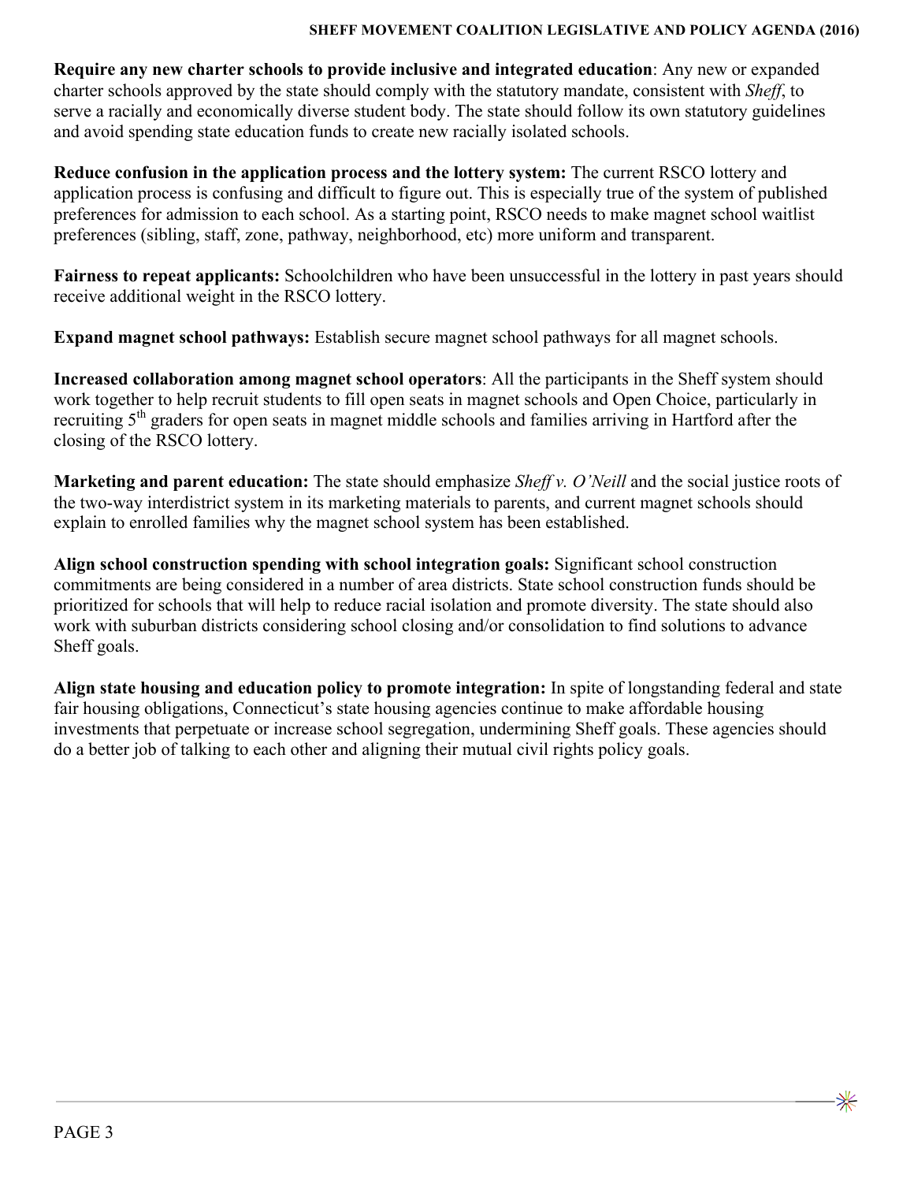**Require any new charter schools to provide inclusive and integrated education**: Any new or expanded charter schools approved by the state should comply with the statutory mandate, consistent with *Sheff*, to serve a racially and economically diverse student body. The state should follow its own statutory guidelines and avoid spending state education funds to create new racially isolated schools.

**Reduce confusion in the application process and the lottery system:** The current RSCO lottery and application process is confusing and difficult to figure out. This is especially true of the system of published preferences for admission to each school. As a starting point, RSCO needs to make magnet school waitlist preferences (sibling, staff, zone, pathway, neighborhood, etc) more uniform and transparent.

**Fairness to repeat applicants:** Schoolchildren who have been unsuccessful in the lottery in past years should receive additional weight in the RSCO lottery.

**Expand magnet school pathways:** Establish secure magnet school pathways for all magnet schools.

**Increased collaboration among magnet school operators**: All the participants in the Sheff system should work together to help recruit students to fill open seats in magnet schools and Open Choice, particularly in recruiting 5th graders for open seats in magnet middle schools and families arriving in Hartford after the closing of the RSCO lottery.

**Marketing and parent education:** The state should emphasize *Sheff v. O'Neill* and the social justice roots of the two-way interdistrict system in its marketing materials to parents, and current magnet schools should explain to enrolled families why the magnet school system has been established.

**Align school construction spending with school integration goals:** Significant school construction commitments are being considered in a number of area districts. State school construction funds should be prioritized for schools that will help to reduce racial isolation and promote diversity. The state should also work with suburban districts considering school closing and/or consolidation to find solutions to advance Sheff goals.

**Align state housing and education policy to promote integration:** In spite of longstanding federal and state fair housing obligations, Connecticut's state housing agencies continue to make affordable housing investments that perpetuate or increase school segregation, undermining Sheff goals. These agencies should do a better job of talking to each other and aligning their mutual civil rights policy goals.